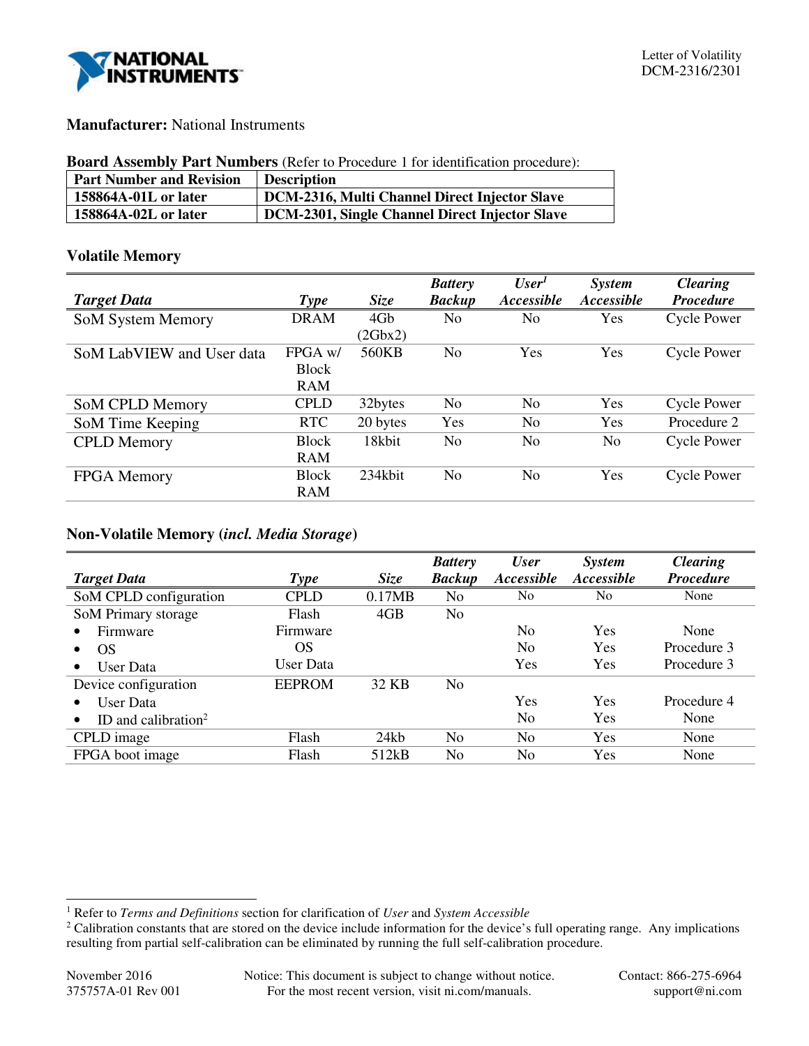Letter of Volatility
DCM-2316/2301

**Manufacturer:** National Instruments

**Board Assembly Part Numbers** (Refer to Procedure 1 for identification procedure):

| Part Number and Revision | Description |
|---|---|
| **158864A-01L or later** | **DCM-2316, Multi Channel Direct Injector Slave** |
| **158864A-02L or later** | **DCM-2301, Single Channel Direct Injector Slave** |

## Volatile Memory

| *Target Data* | *Type* | *Size* | *Battery Backup* | *User[1] Accessible* | *System Accessible* | *Clearing Procedure* |
|---|---|---|---|---|---|---|
| SoM System Memory | DRAM | 4Gb (2Gbx2) | No | No | Yes | Cycle Power |
| SoM LabVIEW and User data | FPGA w/ Block RAM | 560KB | No | Yes | Yes | Cycle Power |
| SoM CPLD Memory | CPLD | 32bytes | No | No | Yes | Cycle Power |
| SoM Time Keeping | RTC | 20 bytes | Yes | No | Yes | Procedure 2 |
| CPLD Memory | Block RAM | 18kbit | No | No | No | Cycle Power |
| FPGA Memory | Block RAM | 234kbit | No | No | Yes | Cycle Power |

## Non-Volatile Memory (*incl. Media Storage*)

| *Target Data* | *Type* | *Size* | *Battery Backup* | *User Accessible* | *System Accessible* | *Clearing Procedure* |
|---|---|---|---|---|---|---|
| SoM CPLD configuration | CPLD | 0.17MB | No | No | No | None |
| SoM Primary storage | Flash | 4GB | No | | | |
| • Firmware | Firmware | | | No | Yes | None |
| • OS | OS | | | No | Yes | Procedure 3 |
| • User Data | User Data | | | Yes | Yes | Procedure 3 |
| Device configuration | EEPROM | 32 KB | No | | | |
| • User Data | | | | Yes | Yes | Procedure 4 |
| • ID and calibration[2] | | | | No | Yes | None |
| CPLD image | Flash | 24kb | No | No | Yes | None |
| FPGA boot image | Flash | 512kB | No | No | Yes | None |

[1] Refer to *Terms and Definitions* section for clarification of *User* and *System Accessible*

[2] Calibration constants that are stored on the device include information for the device's full operating range. Any implications resulting from partial self-calibration can be eliminated by running the full self-calibration procedure.

November 2016
375757A-01 Rev 001

Notice: This document is subject to change without notice. For the most recent version, visit ni.com/manuals.

Contact: 866-275-6964
support@ni.com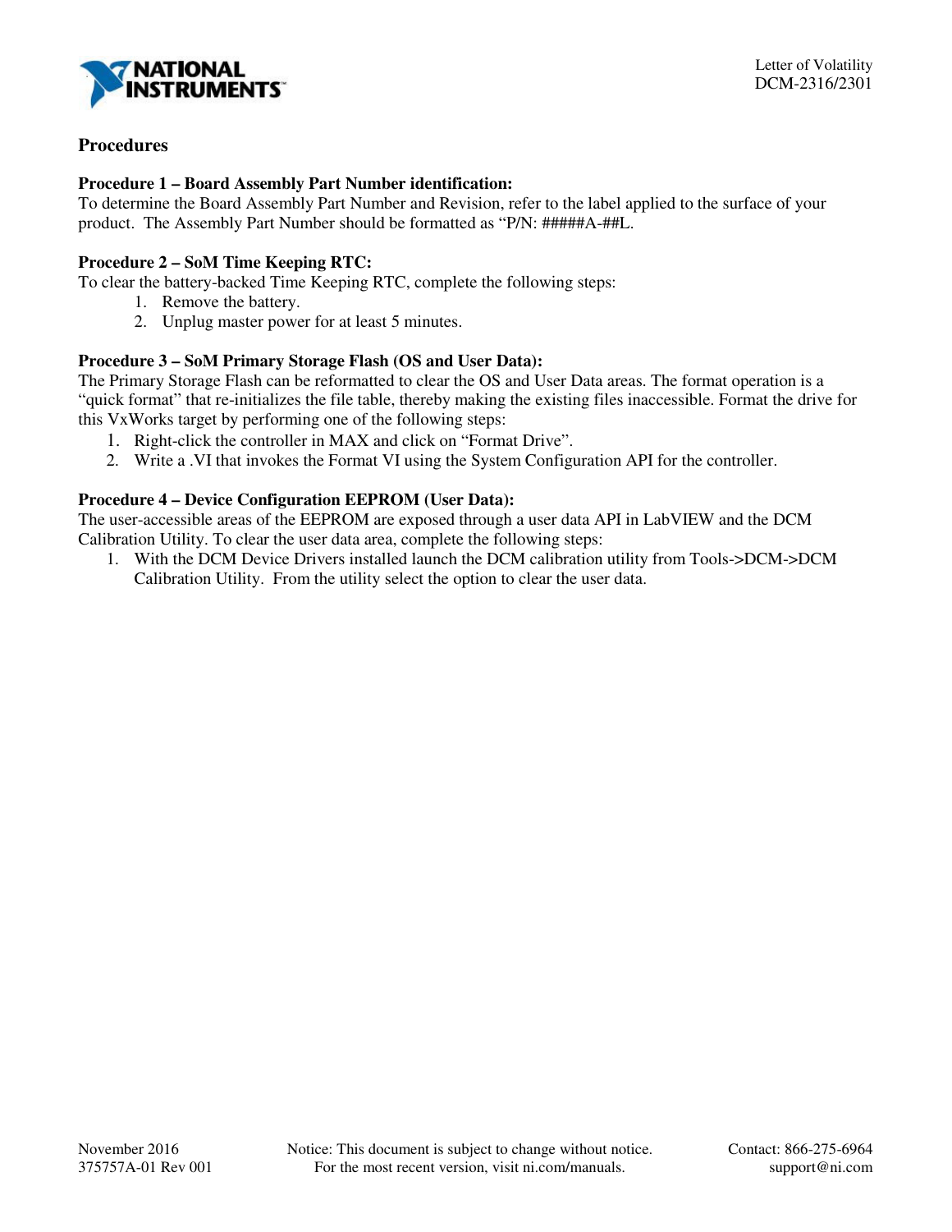## Procedures

**Procedure 1 – Board Assembly Part Number identification:**
To determine the Board Assembly Part Number and Revision, refer to the label applied to the surface of your product. The Assembly Part Number should be formatted as "P/N: #####A-##L.

**Procedure 2 – SoM Time Keeping RTC:**
To clear the battery-backed Time Keeping RTC, complete the following steps:

1. Remove the battery.
2. Unplug master power for at least 5 minutes.

**Procedure 3 – SoM Primary Storage Flash (OS and User Data):**
The Primary Storage Flash can be reformatted to clear the OS and User Data areas. The format operation is a "quick format" that re-initializes the file table, thereby making the existing files inaccessible. Format the drive for this VxWorks target by performing one of the following steps:

1. Right-click the controller in MAX and click on "Format Drive".
2. Write a .VI that invokes the Format VI using the System Configuration API for the controller.

**Procedure 4 – Device Configuration EEPROM (User Data):**
The user-accessible areas of the EEPROM are exposed through a user data API in LabVIEW and the DCM Calibration Utility. To clear the user data area, complete the following steps:

1. With the DCM Device Drivers installed launch the DCM calibration utility from Tools->DCM->DCM Calibration Utility. From the utility select the option to clear the user data.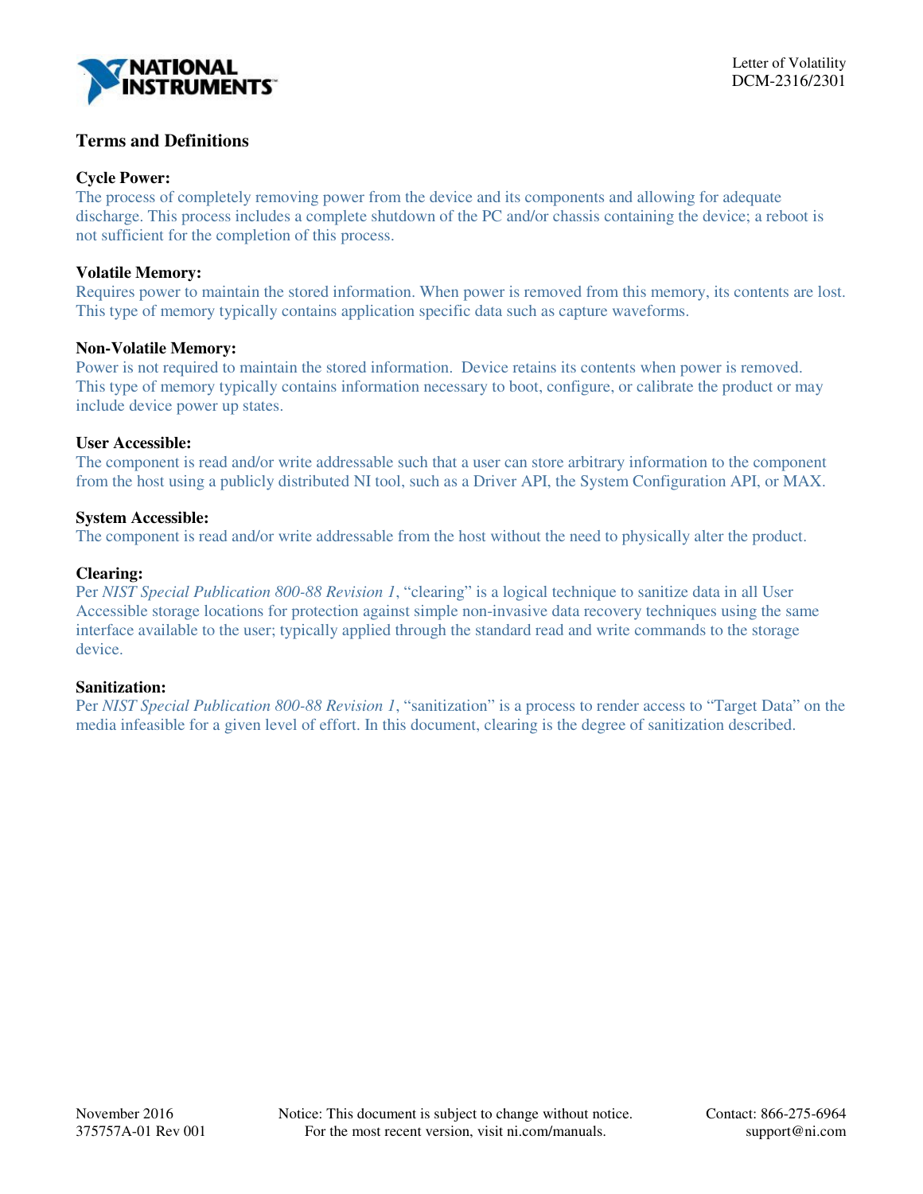## Terms and Definitions

**Cycle Power:**

The process of completely removing power from the device and its components and allowing for adequate discharge. This process includes a complete shutdown of the PC and/or chassis containing the device; a reboot is not sufficient for the completion of this process.

**Volatile Memory:**

Requires power to maintain the stored information. When power is removed from this memory, its contents are lost. This type of memory typically contains application specific data such as capture waveforms.

**Non-Volatile Memory:**

Power is not required to maintain the stored information. Device retains its contents when power is removed. This type of memory typically contains information necessary to boot, configure, or calibrate the product or may include device power up states.

**User Accessible:**

The component is read and/or write addressable such that a user can store arbitrary information to the component from the host using a publicly distributed NI tool, such as a Driver API, the System Configuration API, or MAX.

**System Accessible:**

The component is read and/or write addressable from the host without the need to physically alter the product.

**Clearing:**

Per *NIST Special Publication 800-88 Revision 1*, "clearing" is a logical technique to sanitize data in all User Accessible storage locations for protection against simple non-invasive data recovery techniques using the same interface available to the user; typically applied through the standard read and write commands to the storage device.

**Sanitization:**

Per *NIST Special Publication 800-88 Revision 1*, "sanitization" is a process to render access to "Target Data" on the media infeasible for a given level of effort. In this document, clearing is the degree of sanitization described.